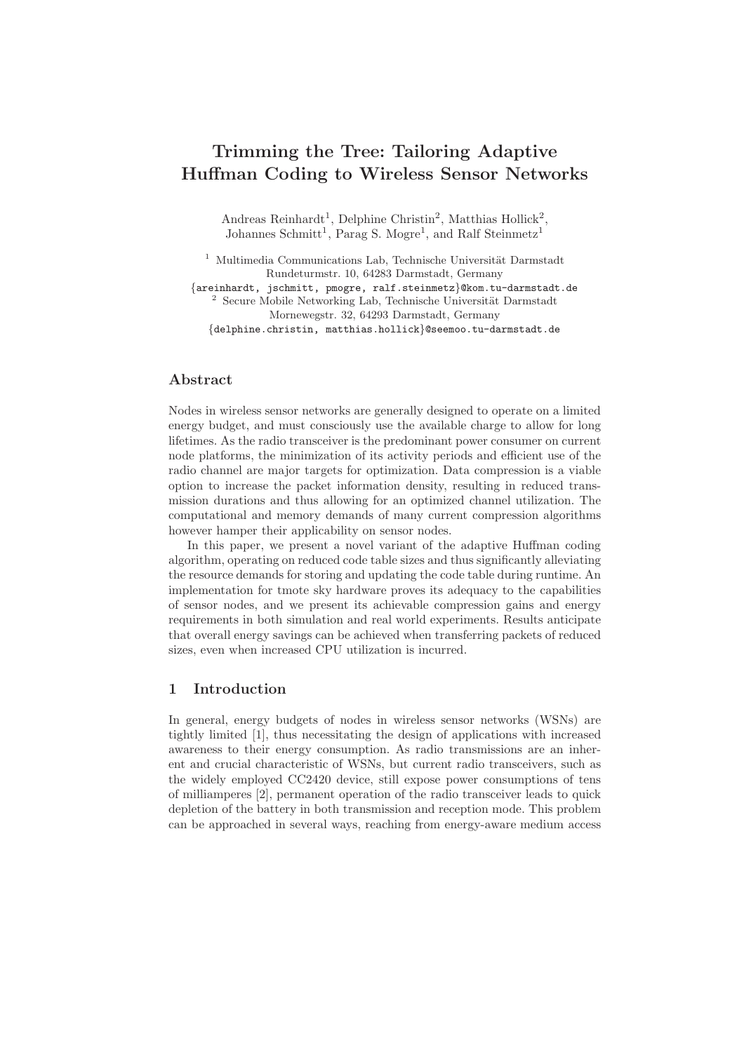# Trimming the Tree: Tailoring Adaptive Huffman Coding to Wireless Sensor Networks

Andreas Reinhardt[1], Delphine Christin[2], Matthias Hollick[2], Johannes Schmitt[1], Parag S. Mogre[1], and Ralf Steinmetz[1]

[1] Multimedia Communications Lab, Technische Universität Darmstadt
Rundeturmstr. 10, 64283 Darmstadt, Germany
{areinhardt, jschmitt, pmogre, ralf.steinmetz}@kom.tu-darmstadt.de

[2] Secure Mobile Networking Lab, Technische Universität Darmstadt
Mornewegstr. 32, 64293 Darmstadt, Germany
{delphine.christin, matthias.hollick}@seemoo.tu-darmstadt.de

## Abstract

Nodes in wireless sensor networks are generally designed to operate on a limited energy budget, and must consciously use the available charge to allow for long lifetimes. As the radio transceiver is the predominant power consumer on current node platforms, the minimization of its activity periods and efficient use of the radio channel are major targets for optimization. Data compression is a viable option to increase the packet information density, resulting in reduced transmission durations and thus allowing for an optimized channel utilization. The computational and memory demands of many current compression algorithms however hamper their applicability on sensor nodes.

In this paper, we present a novel variant of the adaptive Huffman coding algorithm, operating on reduced code table sizes and thus significantly alleviating the resource demands for storing and updating the code table during runtime. An implementation for tmote sky hardware proves its adequacy to the capabilities of sensor nodes, and we present its achievable compression gains and energy requirements in both simulation and real world experiments. Results anticipate that overall energy savings can be achieved when transferring packets of reduced sizes, even when increased CPU utilization is incurred.

## 1 Introduction

In general, energy budgets of nodes in wireless sensor networks (WSNs) are tightly limited [1], thus necessitating the design of applications with increased awareness to their energy consumption. As radio transmissions are an inherent and crucial characteristic of WSNs, but current radio transceivers, such as the widely employed CC2420 device, still expose power consumptions of tens of milliamperes [2], permanent operation of the radio transceiver leads to quick depletion of the battery in both transmission and reception mode. This problem can be approached in several ways, reaching from energy-aware medium access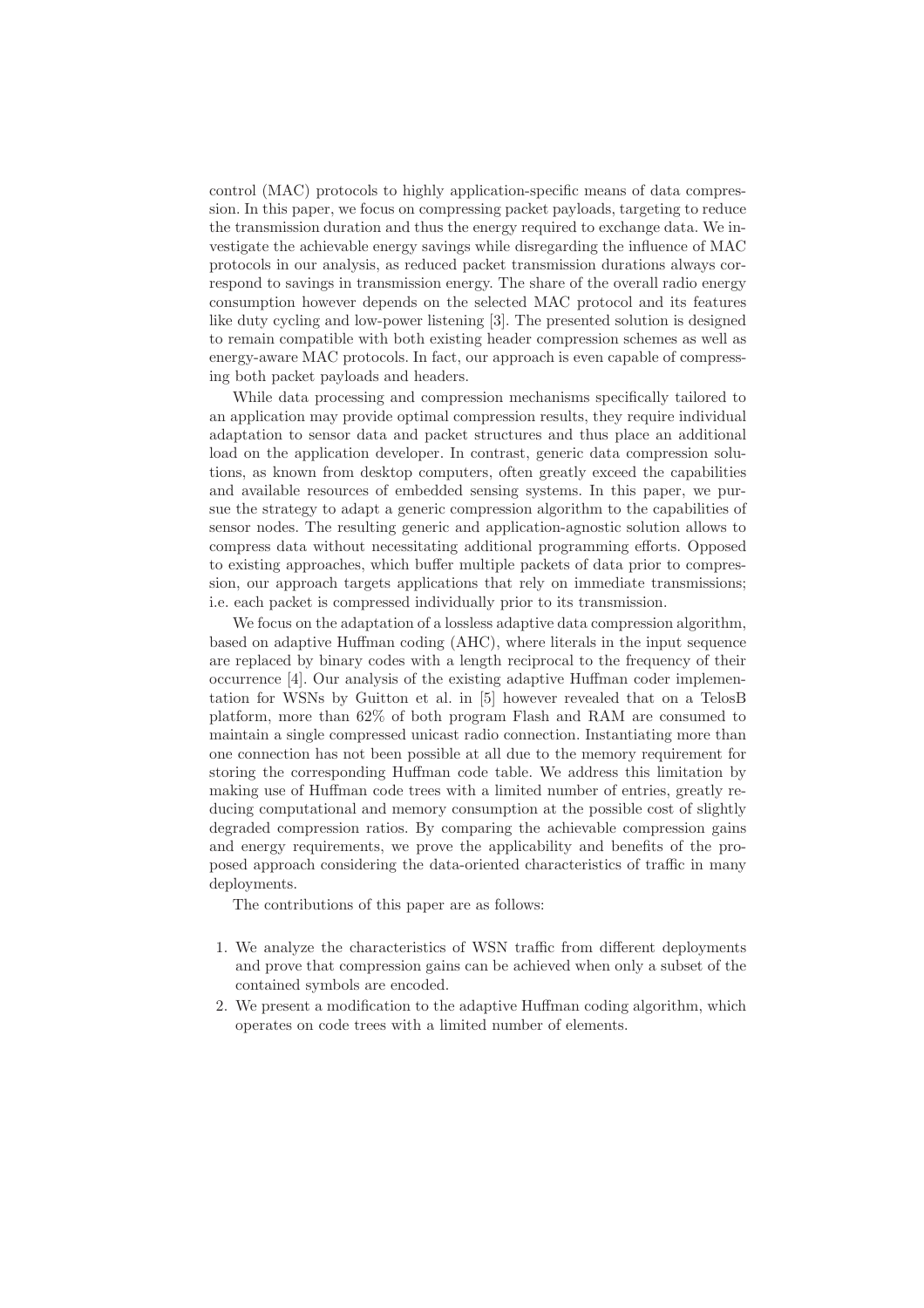control (MAC) protocols to highly application-specific means of data compression. In this paper, we focus on compressing packet payloads, targeting to reduce the transmission duration and thus the energy required to exchange data. We investigate the achievable energy savings while disregarding the influence of MAC protocols in our analysis, as reduced packet transmission durations always correspond to savings in transmission energy. The share of the overall radio energy consumption however depends on the selected MAC protocol and its features like duty cycling and low-power listening [3]. The presented solution is designed to remain compatible with both existing header compression schemes as well as energy-aware MAC protocols. In fact, our approach is even capable of compressing both packet payloads and headers.

While data processing and compression mechanisms specifically tailored to an application may provide optimal compression results, they require individual adaptation to sensor data and packet structures and thus place an additional load on the application developer. In contrast, generic data compression solutions, as known from desktop computers, often greatly exceed the capabilities and available resources of embedded sensing systems. In this paper, we pursue the strategy to adapt a generic compression algorithm to the capabilities of sensor nodes. The resulting generic and application-agnostic solution allows to compress data without necessitating additional programming efforts. Opposed to existing approaches, which buffer multiple packets of data prior to compression, our approach targets applications that rely on immediate transmissions; i.e. each packet is compressed individually prior to its transmission.

We focus on the adaptation of a lossless adaptive data compression algorithm, based on adaptive Huffman coding (AHC), where literals in the input sequence are replaced by binary codes with a length reciprocal to the frequency of their occurrence [4]. Our analysis of the existing adaptive Huffman coder implementation for WSNs by Guitton et al. in [5] however revealed that on a TelosB platform, more than 62% of both program Flash and RAM are consumed to maintain a single compressed unicast radio connection. Instantiating more than one connection has not been possible at all due to the memory requirement for storing the corresponding Huffman code table. We address this limitation by making use of Huffman code trees with a limited number of entries, greatly reducing computational and memory consumption at the possible cost of slightly degraded compression ratios. By comparing the achievable compression gains and energy requirements, we prove the applicability and benefits of the proposed approach considering the data-oriented characteristics of traffic in many deployments.

The contributions of this paper are as follows:

1. We analyze the characteristics of WSN traffic from different deployments and prove that compression gains can be achieved when only a subset of the contained symbols are encoded.
2. We present a modification to the adaptive Huffman coding algorithm, which operates on code trees with a limited number of elements.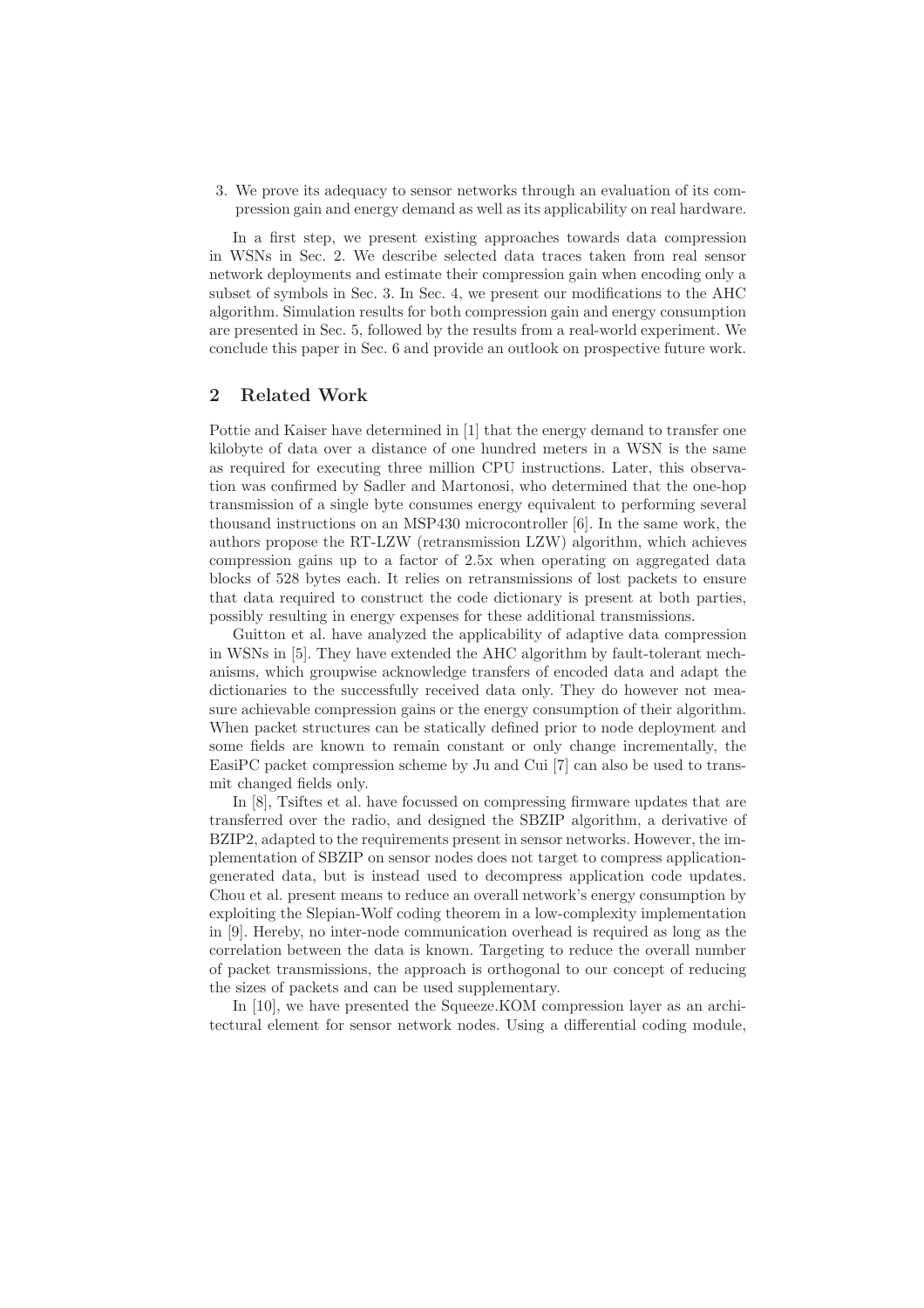3. We prove its adequacy to sensor networks through an evaluation of its compression gain and energy demand as well as its applicability on real hardware.

In a first step, we present existing approaches towards data compression in WSNs in Sec. 2. We describe selected data traces taken from real sensor network deployments and estimate their compression gain when encoding only a subset of symbols in Sec. 3. In Sec. 4, we present our modifications to the AHC algorithm. Simulation results for both compression gain and energy consumption are presented in Sec. 5, followed by the results from a real-world experiment. We conclude this paper in Sec. 6 and provide an outlook on prospective future work.

## 2 Related Work

Pottie and Kaiser have determined in [1] that the energy demand to transfer one kilobyte of data over a distance of one hundred meters in a WSN is the same as required for executing three million CPU instructions. Later, this observation was confirmed by Sadler and Martonosi, who determined that the one-hop transmission of a single byte consumes energy equivalent to performing several thousand instructions on an MSP430 microcontroller [6]. In the same work, the authors propose the RT-LZW (retransmission LZW) algorithm, which achieves compression gains up to a factor of 2.5x when operating on aggregated data blocks of 528 bytes each. It relies on retransmissions of lost packets to ensure that data required to construct the code dictionary is present at both parties, possibly resulting in energy expenses for these additional transmissions.

Guitton et al. have analyzed the applicability of adaptive data compression in WSNs in [5]. They have extended the AHC algorithm by fault-tolerant mechanisms, which groupwise acknowledge transfers of encoded data and adapt the dictionaries to the successfully received data only. They do however not measure achievable compression gains or the energy consumption of their algorithm. When packet structures can be statically defined prior to node deployment and some fields are known to remain constant or only change incrementally, the EasiPC packet compression scheme by Ju and Cui [7] can also be used to transmit changed fields only.

In [8], Tsiftes et al. have focussed on compressing firmware updates that are transferred over the radio, and designed the SBZIP algorithm, a derivative of BZIP2, adapted to the requirements present in sensor networks. However, the implementation of SBZIP on sensor nodes does not target to compress application-generated data, but is instead used to decompress application code updates. Chou et al. present means to reduce an overall network's energy consumption by exploiting the Slepian-Wolf coding theorem in a low-complexity implementation in [9]. Hereby, no inter-node communication overhead is required as long as the correlation between the data is known. Targeting to reduce the overall number of packet transmissions, the approach is orthogonal to our concept of reducing the sizes of packets and can be used supplementary.

In [10], we have presented the Squeeze.KOM compression layer as an architectural element for sensor network nodes. Using a differential coding module,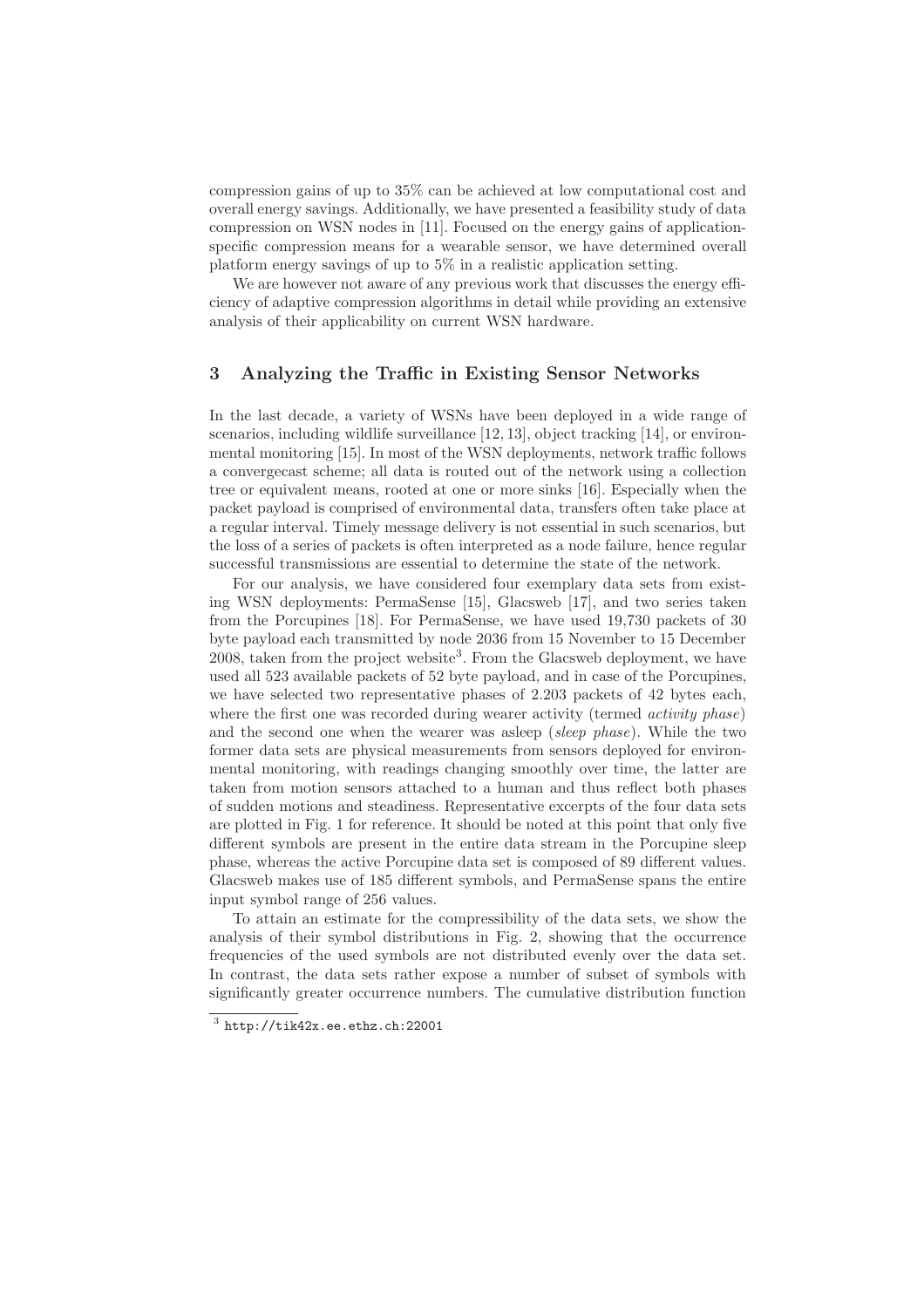compression gains of up to 35% can be achieved at low computational cost and overall energy savings. Additionally, we have presented a feasibility study of data compression on WSN nodes in [11]. Focused on the energy gains of application-specific compression means for a wearable sensor, we have determined overall platform energy savings of up to 5% in a realistic application setting.

We are however not aware of any previous work that discusses the energy efficiency of adaptive compression algorithms in detail while providing an extensive analysis of their applicability on current WSN hardware.

## 3 Analyzing the Traffic in Existing Sensor Networks

In the last decade, a variety of WSNs have been deployed in a wide range of scenarios, including wildlife surveillance [12, 13], object tracking [14], or environmental monitoring [15]. In most of the WSN deployments, network traffic follows a convergecast scheme; all data is routed out of the network using a collection tree or equivalent means, rooted at one or more sinks [16]. Especially when the packet payload is comprised of environmental data, transfers often take place at a regular interval. Timely message delivery is not essential in such scenarios, but the loss of a series of packets is often interpreted as a node failure, hence regular successful transmissions are essential to determine the state of the network.

For our analysis, we have considered four exemplary data sets from existing WSN deployments: PermaSense [15], Glacsweb [17], and two series taken from the Porcupines [18]. For PermaSense, we have used 19,730 packets of 30 byte payload each transmitted by node 2036 from 15 November to 15 December 2008, taken from the project website[3]. From the Glacsweb deployment, we have used all 523 available packets of 52 byte payload, and in case of the Porcupines, we have selected two representative phases of 2.203 packets of 42 bytes each, where the first one was recorded during wearer activity (termed *activity phase*) and the second one when the wearer was asleep (*sleep phase*). While the two former data sets are physical measurements from sensors deployed for environmental monitoring, with readings changing smoothly over time, the latter are taken from motion sensors attached to a human and thus reflect both phases of sudden motions and steadiness. Representative excerpts of the four data sets are plotted in Fig. 1 for reference. It should be noted at this point that only five different symbols are present in the entire data stream in the Porcupine sleep phase, whereas the active Porcupine data set is composed of 89 different values. Glacsweb makes use of 185 different symbols, and PermaSense spans the entire input symbol range of 256 values.

To attain an estimate for the compressibility of the data sets, we show the analysis of their symbol distributions in Fig. 2, showing that the occurrence frequencies of the used symbols are not distributed evenly over the data set. In contrast, the data sets rather expose a number of subset of symbols with significantly greater occurrence numbers. The cumulative distribution function

[3] http://tik42x.ee.ethz.ch:22001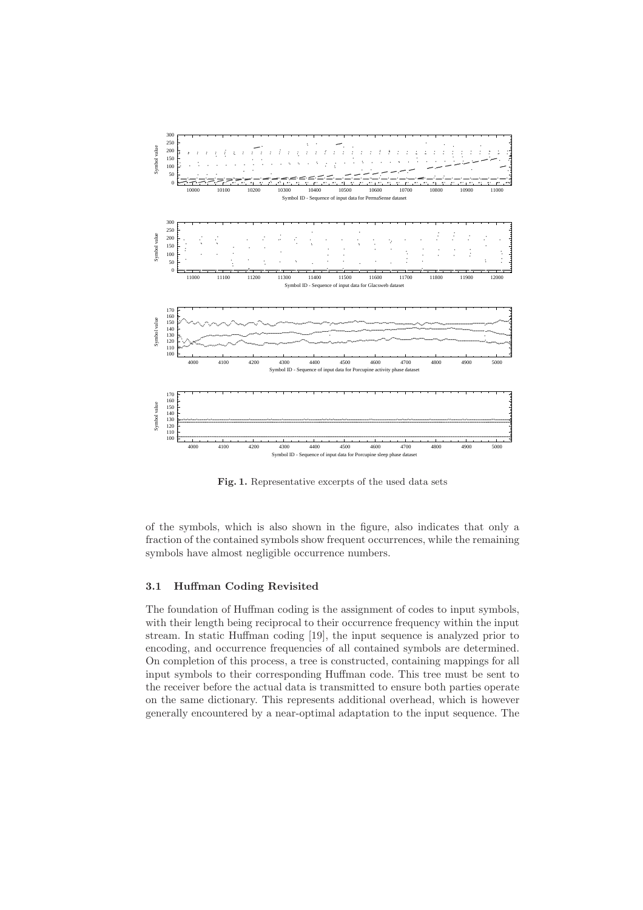Fig. 1. Representative excerpts of the used data sets

of the symbols, which is also shown in the figure, also indicates that only a fraction of the contained symbols show frequent occurrences, while the remaining symbols have almost negligible occurrence numbers.

### 3.1 Huffman Coding Revisited

The foundation of Huffman coding is the assignment of codes to input symbols, with their length being reciprocal to their occurrence frequency within the input stream. In static Huffman coding [19], the input sequence is analyzed prior to encoding, and occurrence frequencies of all contained symbols are determined. On completion of this process, a tree is constructed, containing mappings for all input symbols to their corresponding Huffman code. This tree must be sent to the receiver before the actual data is transmitted to ensure both parties operate on the same dictionary. This represents additional overhead, which is however generally encountered by a near-optimal adaptation to the input sequence. The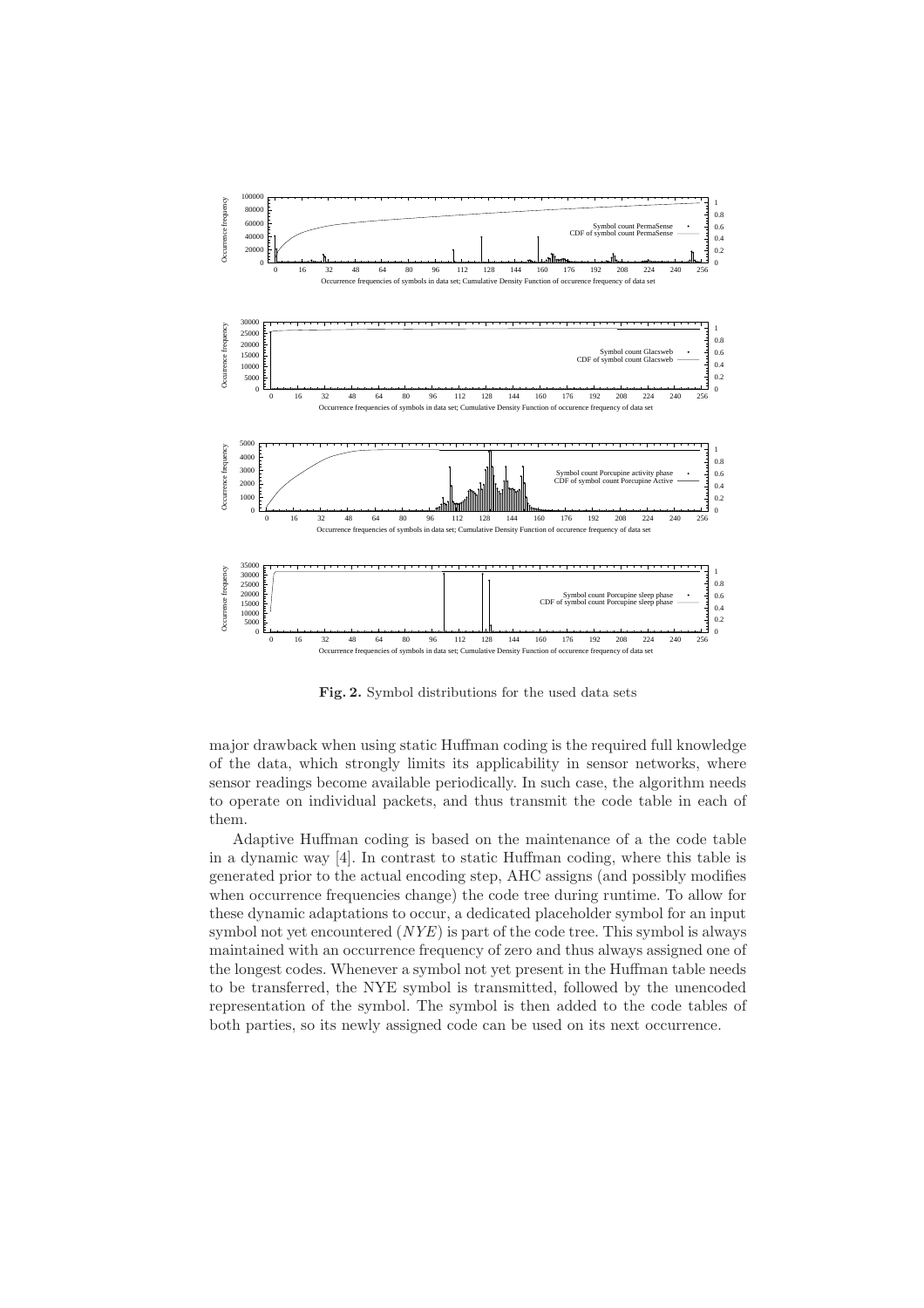**Fig. 2.** Symbol distributions for the used data sets

major drawback when using static Huffman coding is the required full knowledge of the data, which strongly limits its applicability in sensor networks, where sensor readings become available periodically. In such case, the algorithm needs to operate on individual packets, and thus transmit the code table in each of them.

Adaptive Huffman coding is based on the maintenance of a the code table in a dynamic way [4]. In contrast to static Huffman coding, where this table is generated prior to the actual encoding step, AHC assigns (and possibly modifies when occurrence frequencies change) the code tree during runtime. To allow for these dynamic adaptations to occur, a dedicated placeholder symbol for an input symbol not yet encountered ($NYE$) is part of the code tree. This symbol is always maintained with an occurrence frequency of zero and thus always assigned one of the longest codes. Whenever a symbol not yet present in the Huffman table needs to be transferred, the NYE symbol is transmitted, followed by the unencoded representation of the symbol. The symbol is then added to the code tables of both parties, so its newly assigned code can be used on its next occurrence.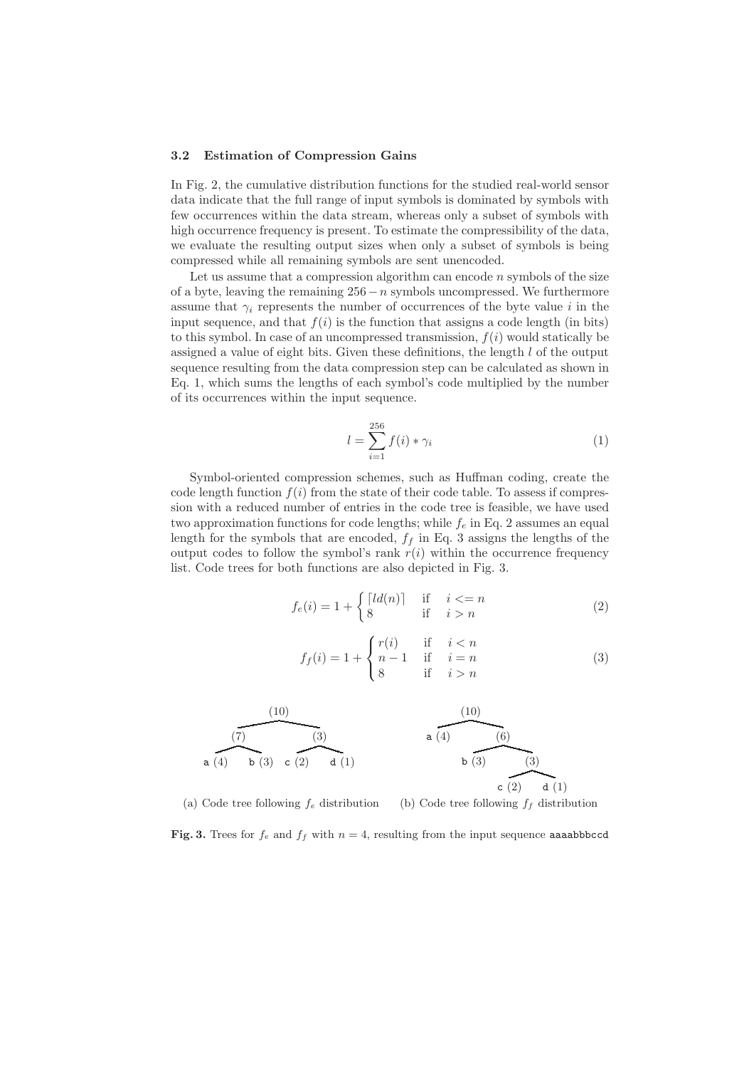### 3.2 Estimation of Compression Gains

In Fig. 2, the cumulative distribution functions for the studied real-world sensor data indicate that the full range of input symbols is dominated by symbols with few occurrences within the data stream, whereas only a subset of symbols with high occurrence frequency is present. To estimate the compressibility of the data, we evaluate the resulting output sizes when only a subset of symbols is being compressed while all remaining symbols are sent unencoded.

Let us assume that a compression algorithm can encode $n$ symbols of the size of a byte, leaving the remaining $256 - n$ symbols uncompressed. We furthermore assume that $\gamma_i$ represents the number of occurrences of the byte value $i$ in the input sequence, and that $f(i)$ is the function that assigns a code length (in bits) to this symbol. In case of an uncompressed transmission, $f(i)$ would statically be assigned a value of eight bits. Given these definitions, the length $l$ of the output sequence resulting from the data compression step can be calculated as shown in Eq. 1, which sums the lengths of each symbol's code multiplied by the number of its occurrences within the input sequence.

$$l = \sum_{i=1}^{256} f(i) * \gamma_i \tag{1}$$

Symbol-oriented compression schemes, such as Huffman coding, create the code length function $f(i)$ from the state of their code table. To assess if compression with a reduced number of entries in the code tree is feasible, we have used two approximation functions for code lengths; while $f_e$ in Eq. 2 assumes an equal length for the symbols that are encoded, $f_f$ in Eq. 3 assigns the lengths of the output codes to follow the symbol's rank $r(i)$ within the occurrence frequency list. Code trees for both functions are also depicted in Fig. 3.

$$f_e(i) = 1 + \begin{cases} \lceil ld(n) \rceil & \text{if} \quad i <= n \\ 8 & \text{if} \quad i > n \end{cases} \tag{2}$$

$$f_f(i) = 1 + \begin{cases} r(i) & \text{if} \quad i < n \\ n-1 & \text{if} \quad i = n \\ 8 & \text{if} \quad i > n \end{cases} \tag{3}$$

(a) Code tree following $f_e$ distribution

(b) Code tree following $f_f$ distribution

**Fig. 3.** Trees for $f_e$ and $f_f$ with $n = 4$, resulting from the input sequence `aaaabbbccd`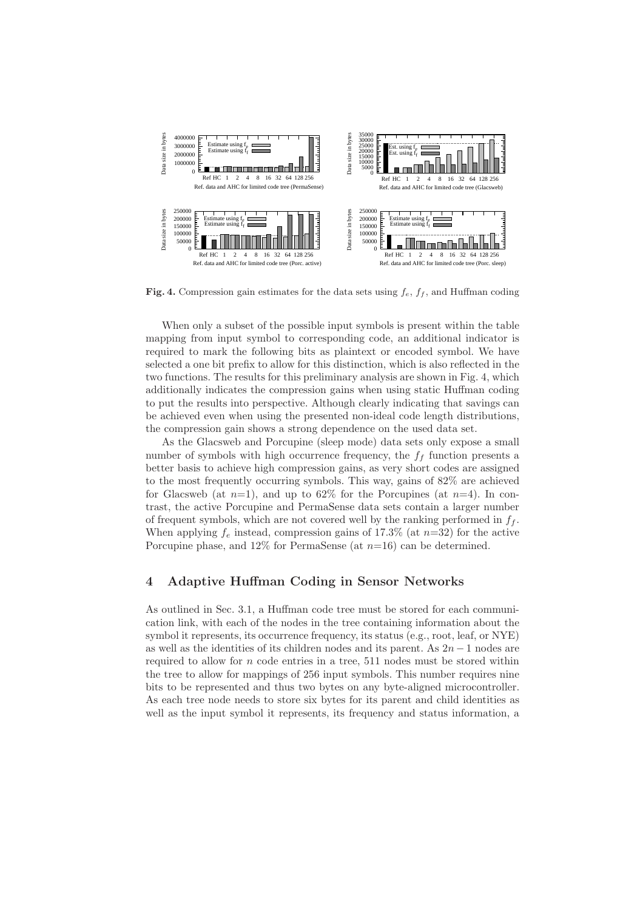**Fig. 4.** Compression gain estimates for the data sets using $f_e$, $f_f$, and Huffman coding

When only a subset of the possible input symbols is present within the table mapping from input symbol to corresponding code, an additional indicator is required to mark the following bits as plaintext or encoded symbol. We have selected a one bit prefix to allow for this distinction, which is also reflected in the two functions. The results for this preliminary analysis are shown in Fig. 4, which additionally indicates the compression gains when using static Huffman coding to put the results into perspective. Although clearly indicating that savings can be achieved even when using the presented non-ideal code length distributions, the compression gain shows a strong dependence on the used data set.

As the Glacsweb and Porcupine (sleep mode) data sets only expose a small number of symbols with high occurrence frequency, the $f_f$ function presents a better basis to achieve high compression gains, as very short codes are assigned to the most frequently occurring symbols. This way, gains of 82% are achieved for Glacsweb (at $n$=1), and up to 62% for the Porcupines (at $n$=4). In contrast, the active Porcupine and PermaSense data sets contain a larger number of frequent symbols, which are not covered well by the ranking performed in $f_f$. When applying $f_e$ instead, compression gains of 17.3% (at $n$=32) for the active Porcupine phase, and 12% for PermaSense (at $n$=16) can be determined.

## 4 Adaptive Huffman Coding in Sensor Networks

As outlined in Sec. 3.1, a Huffman code tree must be stored for each communication link, with each of the nodes in the tree containing information about the symbol it represents, its occurrence frequency, its status (e.g., root, leaf, or NYE) as well as the identities of its children nodes and its parent. As $2n-1$ nodes are required to allow for $n$ code entries in a tree, 511 nodes must be stored within the tree to allow for mappings of 256 input symbols. This number requires nine bits to be represented and thus two bytes on any byte-aligned microcontroller. As each tree node needs to store six bytes for its parent and child identities as well as the input symbol it represents, its frequency and status information, a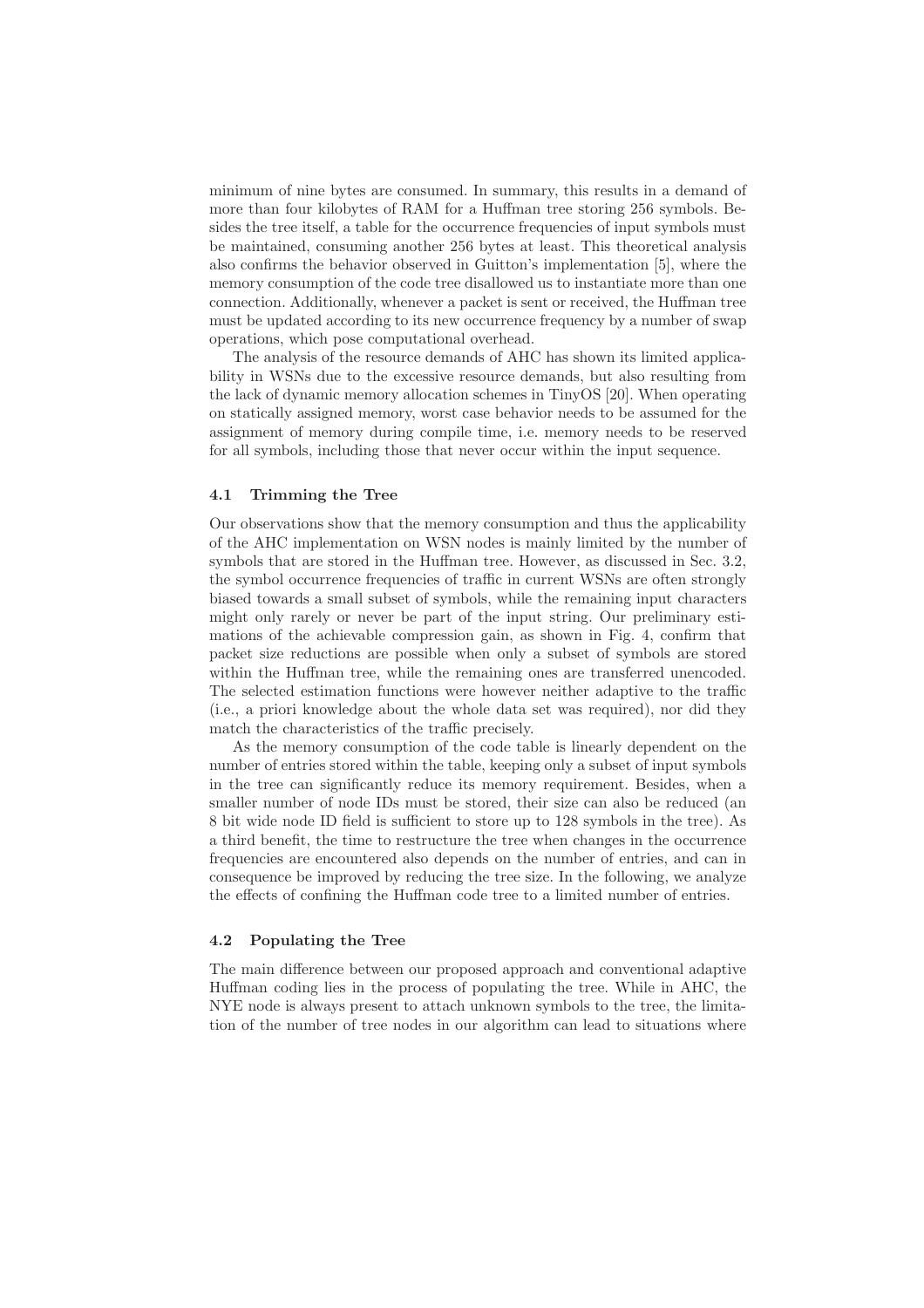minimum of nine bytes are consumed. In summary, this results in a demand of more than four kilobytes of RAM for a Huffman tree storing 256 symbols. Besides the tree itself, a table for the occurrence frequencies of input symbols must be maintained, consuming another 256 bytes at least. This theoretical analysis also confirms the behavior observed in Guitton's implementation [5], where the memory consumption of the code tree disallowed us to instantiate more than one connection. Additionally, whenever a packet is sent or received, the Huffman tree must be updated according to its new occurrence frequency by a number of swap operations, which pose computational overhead.

The analysis of the resource demands of AHC has shown its limited applicability in WSNs due to the excessive resource demands, but also resulting from the lack of dynamic memory allocation schemes in TinyOS [20]. When operating on statically assigned memory, worst case behavior needs to be assumed for the assignment of memory during compile time, i.e. memory needs to be reserved for all symbols, including those that never occur within the input sequence.

### 4.1 Trimming the Tree

Our observations show that the memory consumption and thus the applicability of the AHC implementation on WSN nodes is mainly limited by the number of symbols that are stored in the Huffman tree. However, as discussed in Sec. 3.2, the symbol occurrence frequencies of traffic in current WSNs are often strongly biased towards a small subset of symbols, while the remaining input characters might only rarely or never be part of the input string. Our preliminary estimations of the achievable compression gain, as shown in Fig. 4, confirm that packet size reductions are possible when only a subset of symbols are stored within the Huffman tree, while the remaining ones are transferred unencoded. The selected estimation functions were however neither adaptive to the traffic (i.e., a priori knowledge about the whole data set was required), nor did they match the characteristics of the traffic precisely.

As the memory consumption of the code table is linearly dependent on the number of entries stored within the table, keeping only a subset of input symbols in the tree can significantly reduce its memory requirement. Besides, when a smaller number of node IDs must be stored, their size can also be reduced (an 8 bit wide node ID field is sufficient to store up to 128 symbols in the tree). As a third benefit, the time to restructure the tree when changes in the occurrence frequencies are encountered also depends on the number of entries, and can in consequence be improved by reducing the tree size. In the following, we analyze the effects of confining the Huffman code tree to a limited number of entries.

### 4.2 Populating the Tree

The main difference between our proposed approach and conventional adaptive Huffman coding lies in the process of populating the tree. While in AHC, the NYE node is always present to attach unknown symbols to the tree, the limitation of the number of tree nodes in our algorithm can lead to situations where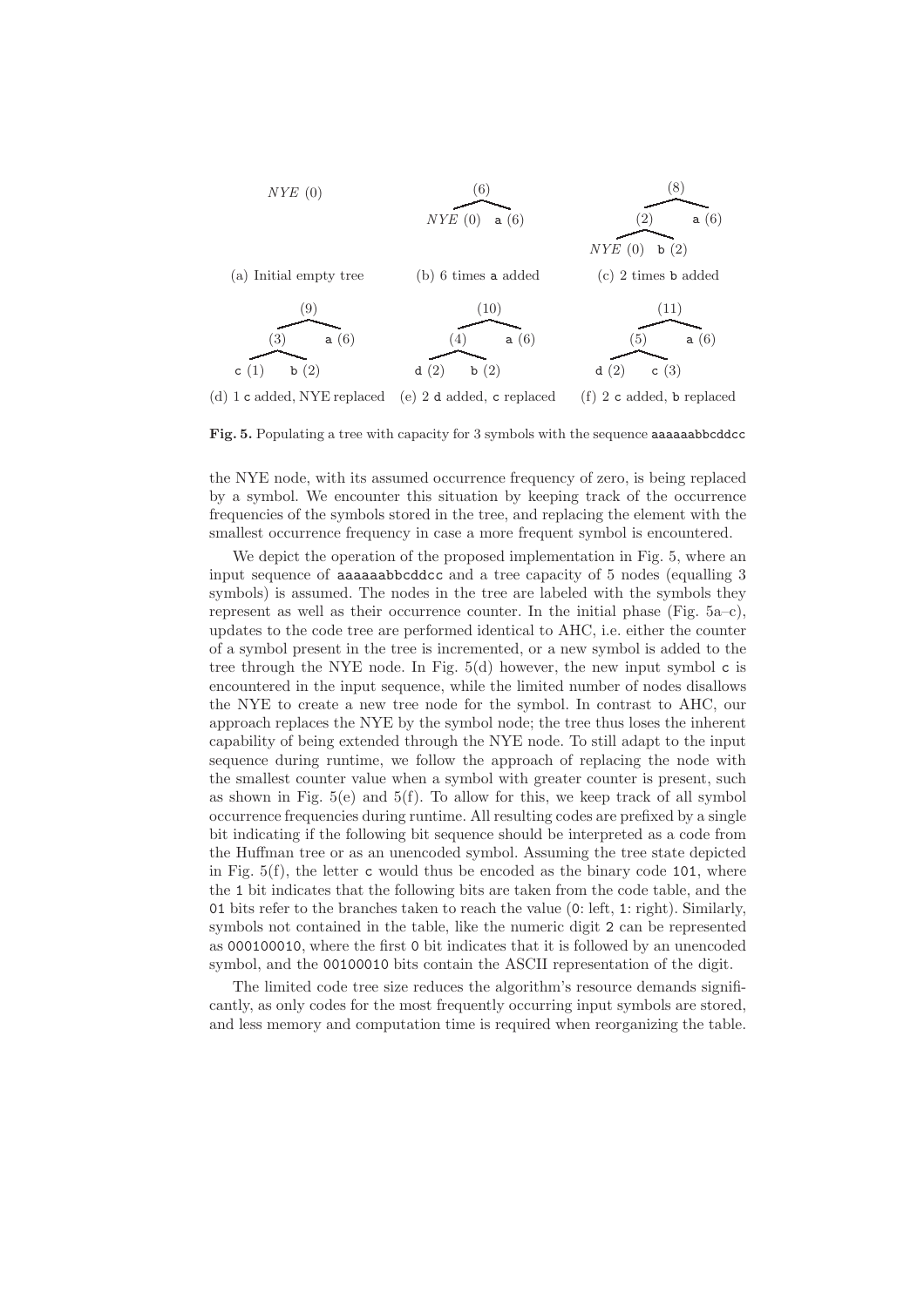(a) Initial empty tree

(b) 6 times a added

(c) 2 times b added

(d) 1 c added, NYE replaced

(e) 2 d added, c replaced

(f) 2 c added, b replaced

**Fig. 5.** Populating a tree with capacity for 3 symbols with the sequence `aaaaaabbcddcc`

the NYE node, with its assumed occurrence frequency of zero, is being replaced by a symbol. We encounter this situation by keeping track of the occurrence frequencies of the symbols stored in the tree, and replacing the element with the smallest occurrence frequency in case a more frequent symbol is encountered.

We depict the operation of the proposed implementation in Fig. 5, where an input sequence of `aaaaaabbcddcc` and a tree capacity of 5 nodes (equalling 3 symbols) is assumed. The nodes in the tree are labeled with the symbols they represent as well as their occurrence counter. In the initial phase (Fig. 5a–c), updates to the code tree are performed identical to AHC, i.e. either the counter of a symbol present in the tree is incremented, or a new symbol is added to the tree through the NYE node. In Fig. 5(d) however, the new input symbol `c` is encountered in the input sequence, while the limited number of nodes disallows the NYE to create a new tree node for the symbol. In contrast to AHC, our approach replaces the NYE by the symbol node; the tree thus loses the inherent capability of being extended through the NYE node. To still adapt to the input sequence during runtime, we follow the approach of replacing the node with the smallest counter value when a symbol with greater counter is present, such as shown in Fig. 5(e) and 5(f). To allow for this, we keep track of all symbol occurrence frequencies during runtime. All resulting codes are prefixed by a single bit indicating if the following bit sequence should be interpreted as a code from the Huffman tree or as an unencoded symbol. Assuming the tree state depicted in Fig. 5(f), the letter `c` would thus be encoded as the binary code `101`, where the `1` bit indicates that the following bits are taken from the code table, and the `01` bits refer to the branches taken to reach the value (`0`: left, `1`: right). Similarly, symbols not contained in the table, like the numeric digit `2` can be represented as `000100010`, where the first `0` bit indicates that it is followed by an unencoded symbol, and the `00100010` bits contain the ASCII representation of the digit.

The limited code tree size reduces the algorithm's resource demands significantly, as only codes for the most frequently occurring input symbols are stored, and less memory and computation time is required when reorganizing the table.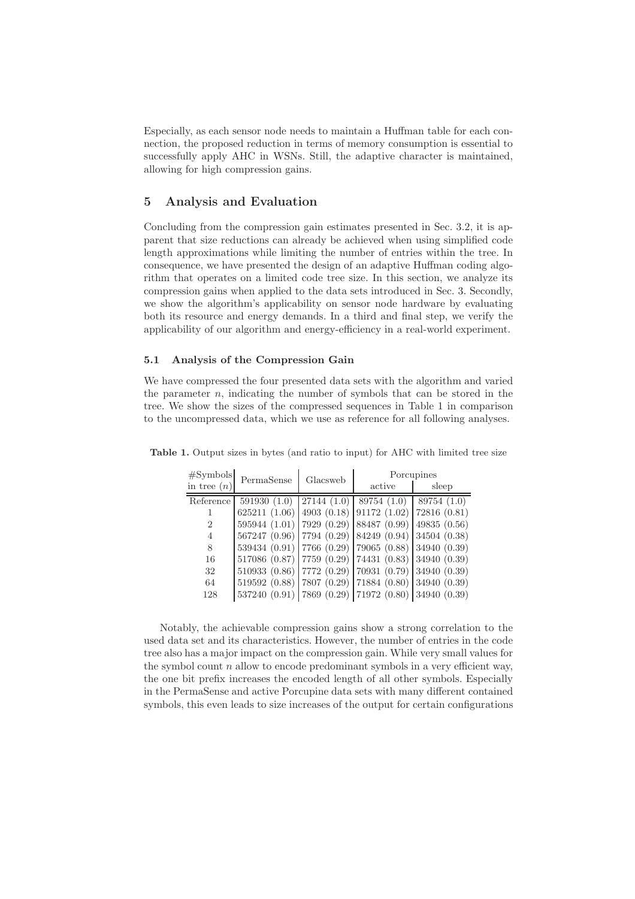Especially, as each sensor node needs to maintain a Huffman table for each connection, the proposed reduction in terms of memory consumption is essential to successfully apply AHC in WSNs. Still, the adaptive character is maintained, allowing for high compression gains.

## 5 Analysis and Evaluation

Concluding from the compression gain estimates presented in Sec. 3.2, it is apparent that size reductions can already be achieved when using simplified code length approximations while limiting the number of entries within the tree. In consequence, we have presented the design of an adaptive Huffman coding algorithm that operates on a limited code tree size. In this section, we analyze its compression gains when applied to the data sets introduced in Sec. 3. Secondly, we show the algorithm's applicability on sensor node hardware by evaluating both its resource and energy demands. In a third and final step, we verify the applicability of our algorithm and energy-efficiency in a real-world experiment.

### 5.1 Analysis of the Compression Gain

We have compressed the four presented data sets with the algorithm and varied the parameter $n$, indicating the number of symbols that can be stored in the tree. We show the sizes of the compressed sequences in Table 1 in comparison to the uncompressed data, which we use as reference for all following analyses.

**Table 1.** Output sizes in bytes (and ratio to input) for AHC with limited tree size

| #Symbols in tree ($n$) | PermaSense | Glacsweb | Porcupines | |
|---|---|---|---|---|
| | | | active | sleep |
| Reference | 591930 (1.0) | 27144 (1.0) | 89754 (1.0) | 89754 (1.0) |
| 1 | 625211 (1.06) | 4903 (0.18) | 91172 (1.02) | 72816 (0.81) |
| 2 | 595944 (1.01) | 7929 (0.29) | 88487 (0.99) | 49835 (0.56) |
| 4 | 567247 (0.96) | 7794 (0.29) | 84249 (0.94) | 34504 (0.38) |
| 8 | 539434 (0.91) | 7766 (0.29) | 79065 (0.88) | 34940 (0.39) |
| 16 | 517086 (0.87) | 7759 (0.29) | 74431 (0.83) | 34940 (0.39) |
| 32 | 510933 (0.86) | 7772 (0.29) | 70931 (0.79) | 34940 (0.39) |
| 64 | 519592 (0.88) | 7807 (0.29) | 71884 (0.80) | 34940 (0.39) |
| 128 | 537240 (0.91) | 7869 (0.29) | 71972 (0.80) | 34940 (0.39) |

Notably, the achievable compression gains show a strong correlation to the used data set and its characteristics. However, the number of entries in the code tree also has a major impact on the compression gain. While very small values for the symbol count $n$ allow to encode predominant symbols in a very efficient way, the one bit prefix increases the encoded length of all other symbols. Especially in the PermaSense and active Porcupine data sets with many different contained symbols, this even leads to size increases of the output for certain configurations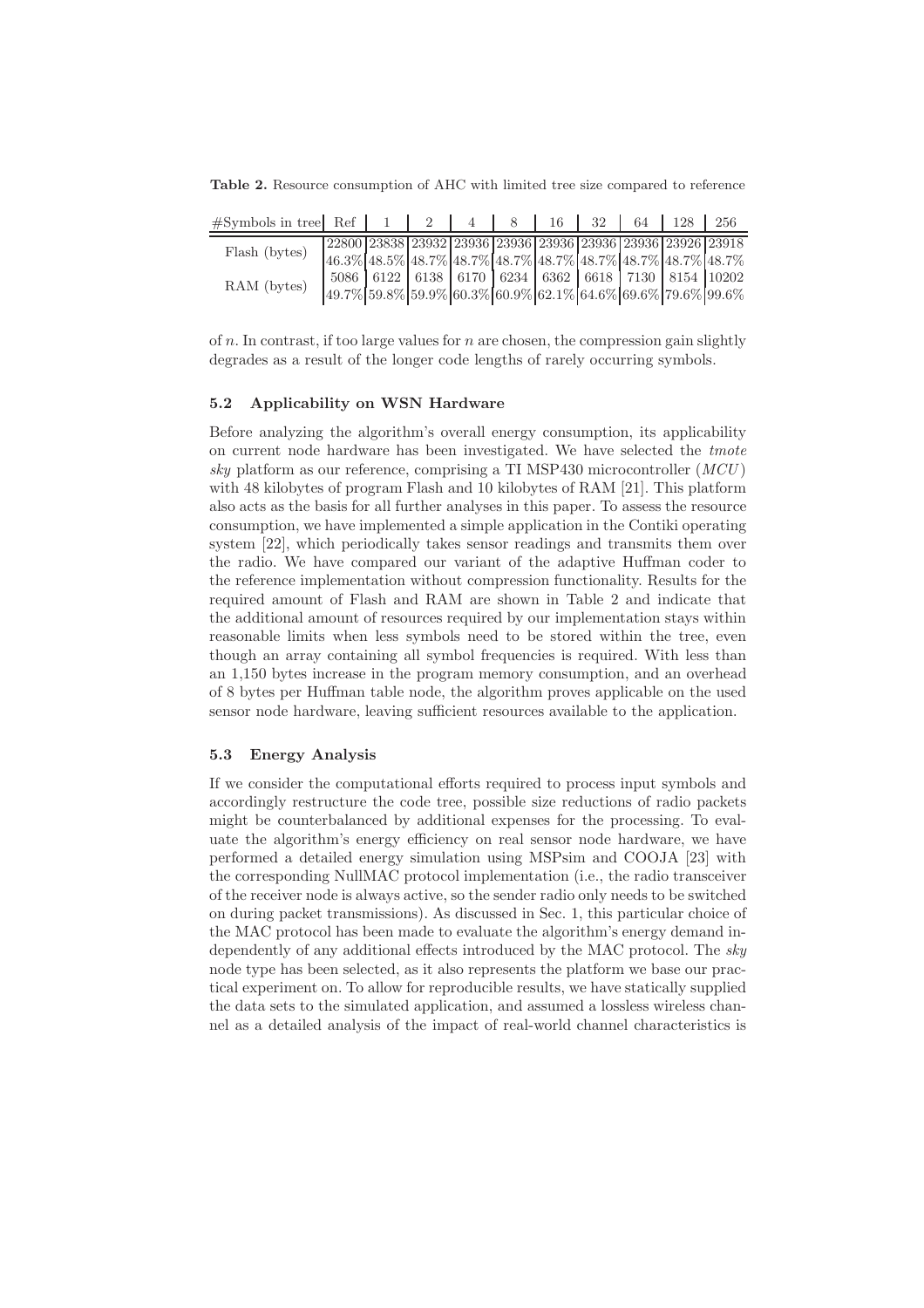**Table 2.** Resource consumption of AHC with limited tree size compared to reference

| #Symbols in tree | Ref | 1 | 2 | 4 | 8 | 16 | 32 | 64 | 128 | 256 |
|---|---|---|---|---|---|---|---|---|---|---|
| Flash (bytes) | 22800 | 23838 | 23932 | 23936 | 23936 | 23936 | 23936 | 23936 | 23926 | 23918 |
| | 46.3% | 48.5% | 48.7% | 48.7% | 48.7% | 48.7% | 48.7% | 48.7% | 48.7% | 48.7% |
| RAM (bytes) | 5086 | 6122 | 6138 | 6170 | 6234 | 6362 | 6618 | 7130 | 8154 | 10202 |
| | 49.7% | 59.8% | 59.9% | 60.3% | 60.9% | 62.1% | 64.6% | 69.6% | 79.6% | 99.6% |

of $n$. In contrast, if too large values for $n$ are chosen, the compression gain slightly degrades as a result of the longer code lengths of rarely occurring symbols.

### 5.2 Applicability on WSN Hardware

Before analyzing the algorithm's overall energy consumption, its applicability on current node hardware has been investigated. We have selected the *tmote sky* platform as our reference, comprising a TI MSP430 microcontroller (*MCU*) with 48 kilobytes of program Flash and 10 kilobytes of RAM [21]. This platform also acts as the basis for all further analyses in this paper. To assess the resource consumption, we have implemented a simple application in the Contiki operating system [22], which periodically takes sensor readings and transmits them over the radio. We have compared our variant of the adaptive Huffman coder to the reference implementation without compression functionality. Results for the required amount of Flash and RAM are shown in Table 2 and indicate that the additional amount of resources required by our implementation stays within reasonable limits when less symbols need to be stored within the tree, even though an array containing all symbol frequencies is required. With less than an 1,150 bytes increase in the program memory consumption, and an overhead of 8 bytes per Huffman table node, the algorithm proves applicable on the used sensor node hardware, leaving sufficient resources available to the application.

### 5.3 Energy Analysis

If we consider the computational efforts required to process input symbols and accordingly restructure the code tree, possible size reductions of radio packets might be counterbalanced by additional expenses for the processing. To evaluate the algorithm's energy efficiency on real sensor node hardware, we have performed a detailed energy simulation using MSPsim and COOJA [23] with the corresponding NullMAC protocol implementation (i.e., the radio transceiver of the receiver node is always active, so the sender radio only needs to be switched on during packet transmissions). As discussed in Sec. 1, this particular choice of the MAC protocol has been made to evaluate the algorithm's energy demand independently of any additional effects introduced by the MAC protocol. The *sky* node type has been selected, as it also represents the platform we base our practical experiment on. To allow for reproducible results, we have statically supplied the data sets to the simulated application, and assumed a lossless wireless channel as a detailed analysis of the impact of real-world channel characteristics is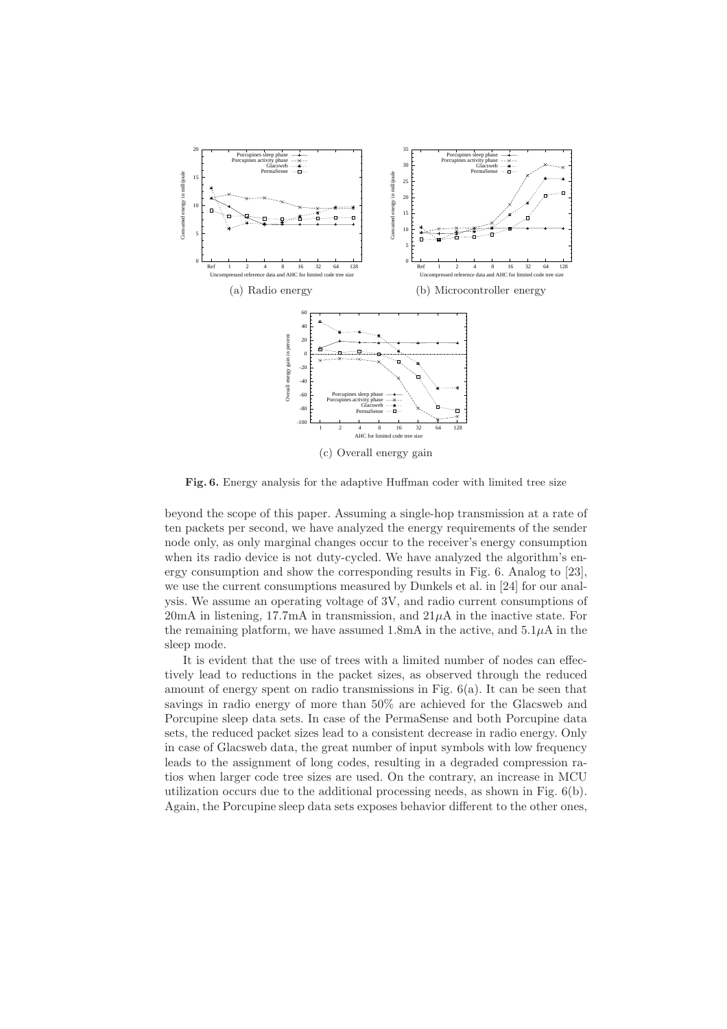(a) Radio energy

(b) Microcontroller energy

(c) Overall energy gain

**Fig. 6.** Energy analysis for the adaptive Huffman coder with limited tree size

beyond the scope of this paper. Assuming a single-hop transmission at a rate of ten packets per second, we have analyzed the energy requirements of the sender node only, as only marginal changes occur to the receiver's energy consumption when its radio device is not duty-cycled. We have analyzed the algorithm's energy consumption and show the corresponding results in Fig. 6. Analog to [23], we use the current consumptions measured by Dunkels et al. in [24] for our analysis. We assume an operating voltage of 3V, and radio current consumptions of 20mA in listening, 17.7mA in transmission, and $21\mu$A in the inactive state. For the remaining platform, we have assumed 1.8mA in the active, and $5.1\mu$A in the sleep mode.

It is evident that the use of trees with a limited number of nodes can effectively lead to reductions in the packet sizes, as observed through the reduced amount of energy spent on radio transmissions in Fig. 6(a). It can be seen that savings in radio energy of more than 50% are achieved for the Glacsweb and Porcupine sleep data sets. In case of the PermaSense and both Porcupine data sets, the reduced packet sizes lead to a consistent decrease in radio energy. Only in case of Glacsweb data, the great number of input symbols with low frequency leads to the assignment of long codes, resulting in a degraded compression ratios when larger code tree sizes are used. On the contrary, an increase in MCU utilization occurs due to the additional processing needs, as shown in Fig. 6(b). Again, the Porcupine sleep data sets exposes behavior different to the other ones,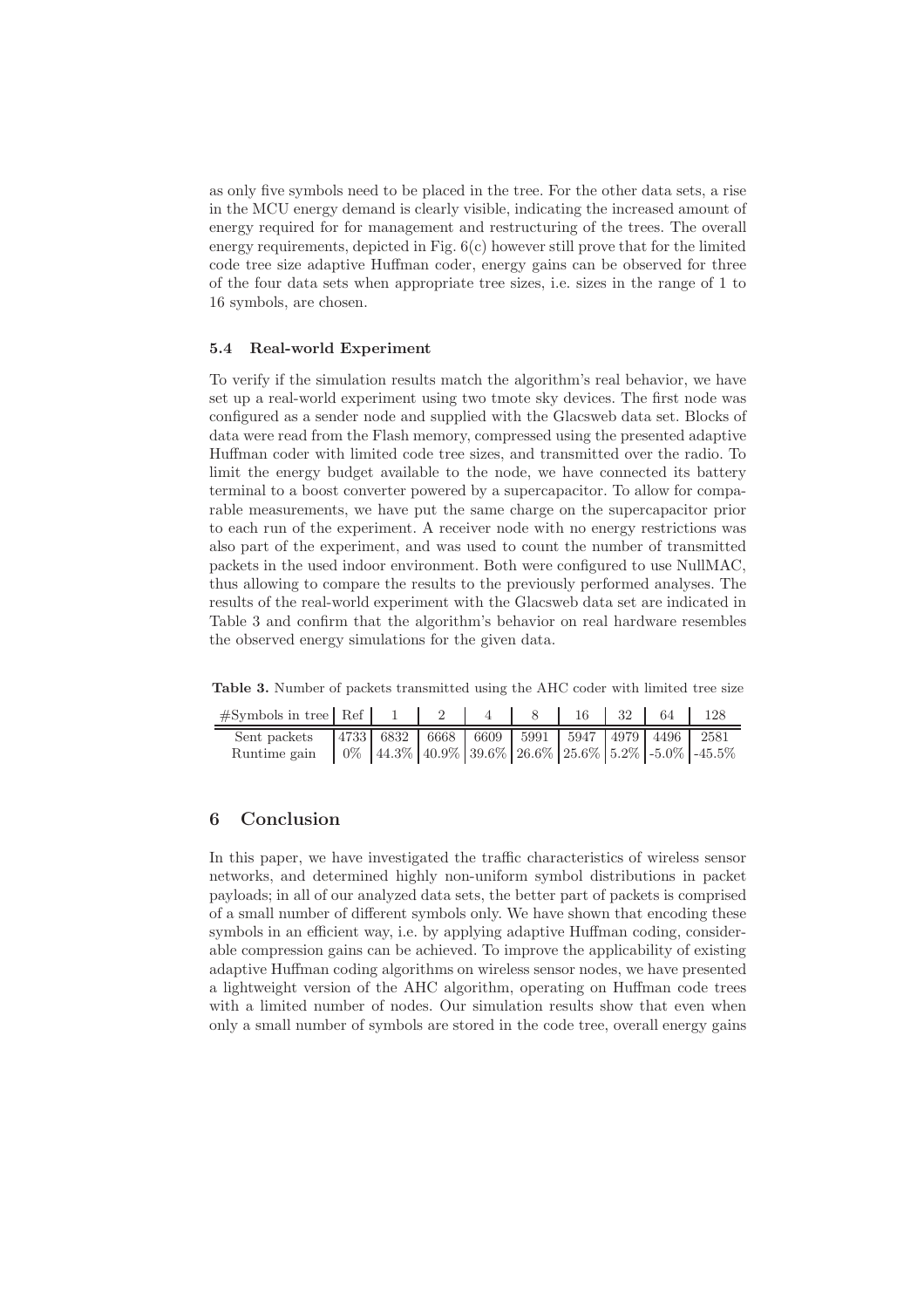as only five symbols need to be placed in the tree. For the other data sets, a rise in the MCU energy demand is clearly visible, indicating the increased amount of energy required for for management and restructuring of the trees. The overall energy requirements, depicted in Fig. 6(c) however still prove that for the limited code tree size adaptive Huffman coder, energy gains can be observed for three of the four data sets when appropriate tree sizes, i.e. sizes in the range of 1 to 16 symbols, are chosen.

### 5.4 Real-world Experiment

To verify if the simulation results match the algorithm's real behavior, we have set up a real-world experiment using two tmote sky devices. The first node was configured as a sender node and supplied with the Glacsweb data set. Blocks of data were read from the Flash memory, compressed using the presented adaptive Huffman coder with limited code tree sizes, and transmitted over the radio. To limit the energy budget available to the node, we have connected its battery terminal to a boost converter powered by a supercapacitor. To allow for comparable measurements, we have put the same charge on the supercapacitor prior to each run of the experiment. A receiver node with no energy restrictions was also part of the experiment, and was used to count the number of transmitted packets in the used indoor environment. Both were configured to use NullMAC, thus allowing to compare the results to the previously performed analyses. The results of the real-world experiment with the Glacsweb data set are indicated in Table 3 and confirm that the algorithm's behavior on real hardware resembles the observed energy simulations for the given data.

**Table 3.** Number of packets transmitted using the AHC coder with limited tree size

| #Symbols in tree | Ref | 1 | 2 | 4 | 8 | 16 | 32 | 64 | 128 |
|---|---|---|---|---|---|---|---|---|---|
| Sent packets | 4733 | 6832 | 6668 | 6609 | 5991 | 5947 | 4979 | 4496 | 2581 |
| Runtime gain | 0% | 44.3% | 40.9% | 39.6% | 26.6% | 25.6% | 5.2% | -5.0% | -45.5% |

## 6 Conclusion

In this paper, we have investigated the traffic characteristics of wireless sensor networks, and determined highly non-uniform symbol distributions in packet payloads; in all of our analyzed data sets, the better part of packets is comprised of a small number of different symbols only. We have shown that encoding these symbols in an efficient way, i.e. by applying adaptive Huffman coding, considerable compression gains can be achieved. To improve the applicability of existing adaptive Huffman coding algorithms on wireless sensor nodes, we have presented a lightweight version of the AHC algorithm, operating on Huffman code trees with a limited number of nodes. Our simulation results show that even when only a small number of symbols are stored in the code tree, overall energy gains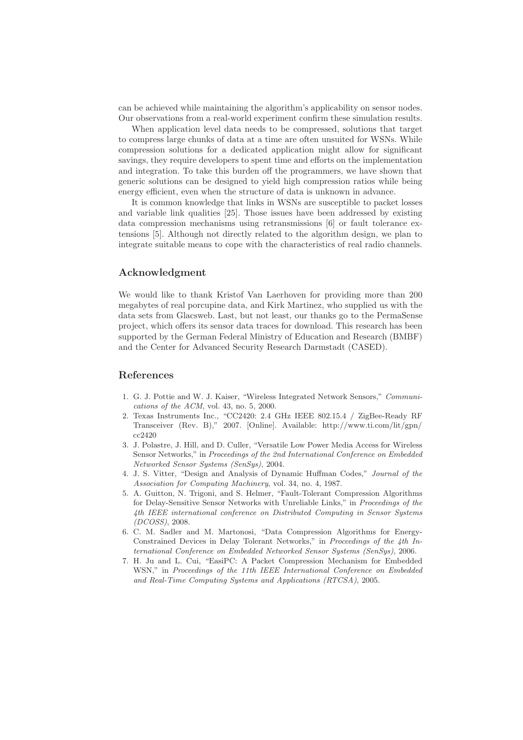can be achieved while maintaining the algorithm's applicability on sensor nodes. Our observations from a real-world experiment confirm these simulation results.

When application level data needs to be compressed, solutions that target to compress large chunks of data at a time are often unsuited for WSNs. While compression solutions for a dedicated application might allow for significant savings, they require developers to spent time and efforts on the implementation and integration. To take this burden off the programmers, we have shown that generic solutions can be designed to yield high compression ratios while being energy efficient, even when the structure of data is unknown in advance.

It is common knowledge that links in WSNs are susceptible to packet losses and variable link qualities [25]. Those issues have been addressed by existing data compression mechanisms using retransmissions [6] or fault tolerance extensions [5]. Although not directly related to the algorithm design, we plan to integrate suitable means to cope with the characteristics of real radio channels.

## Acknowledgment

We would like to thank Kristof Van Laerhoven for providing more than 200 megabytes of real porcupine data, and Kirk Martinez, who supplied us with the data sets from Glacsweb. Last, but not least, our thanks go to the PermaSense project, which offers its sensor data traces for download. This research has been supported by the German Federal Ministry of Education and Research (BMBF) and the Center for Advanced Security Research Darmstadt (CASED).

## References

1. G. J. Pottie and W. J. Kaiser, "Wireless Integrated Network Sensors," *Communications of the ACM*, vol. 43, no. 5, 2000.
2. Texas Instruments Inc., "CC2420: 2.4 GHz IEEE 802.15.4 / ZigBee-Ready RF Transceiver (Rev. B)," 2007. [Online]. Available: http://www.ti.com/lit/gpn/cc2420
3. J. Polastre, J. Hill, and D. Culler, "Versatile Low Power Media Access for Wireless Sensor Networks," in *Proceedings of the 2nd International Conference on Embedded Networked Sensor Systems (SenSys)*, 2004.
4. J. S. Vitter, "Design and Analysis of Dynamic Huffman Codes," *Journal of the Association for Computing Machinery*, vol. 34, no. 4, 1987.
5. A. Guitton, N. Trigoni, and S. Helmer, "Fault-Tolerant Compression Algorithms for Delay-Sensitive Sensor Networks with Unreliable Links," in *Proceedings of the 4th IEEE international conference on Distributed Computing in Sensor Systems (DCOSS)*, 2008.
6. C. M. Sadler and M. Martonosi, "Data Compression Algorithms for Energy-Constrained Devices in Delay Tolerant Networks," in *Proceedings of the 4th International Conference on Embedded Networked Sensor Systems (SenSys)*, 2006.
7. H. Ju and L. Cui, "EasiPC: A Packet Compression Mechanism for Embedded WSN," in *Proceedings of the 11th IEEE International Conference on Embedded and Real-Time Computing Systems and Applications (RTCSA)*, 2005.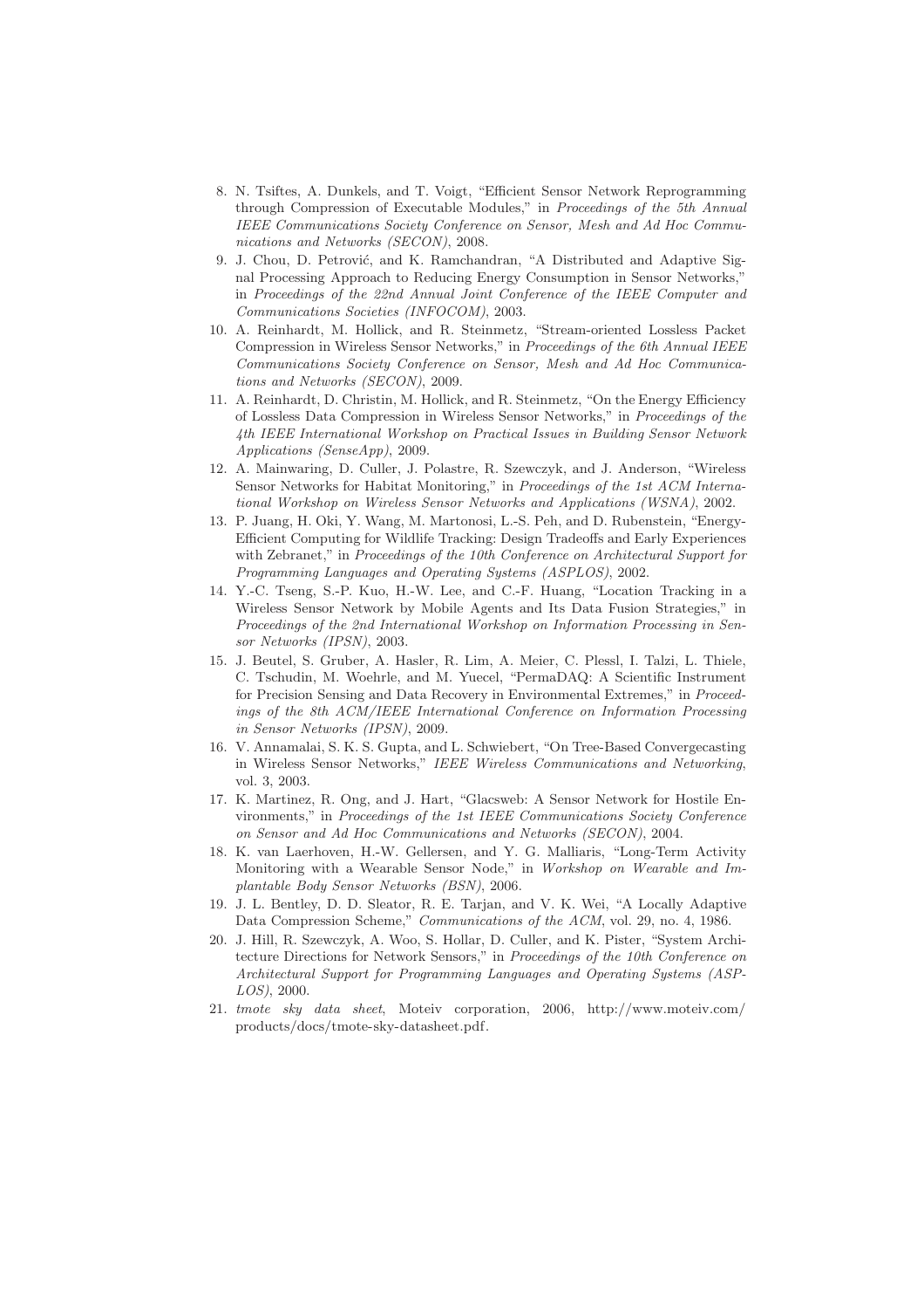8. N. Tsiftes, A. Dunkels, and T. Voigt, "Efficient Sensor Network Reprogramming through Compression of Executable Modules," in *Proceedings of the 5th Annual IEEE Communications Society Conference on Sensor, Mesh and Ad Hoc Communications and Networks (SECON)*, 2008.
9. J. Chou, D. Petrović, and K. Ramchandran, "A Distributed and Adaptive Signal Processing Approach to Reducing Energy Consumption in Sensor Networks," in *Proceedings of the 22nd Annual Joint Conference of the IEEE Computer and Communications Societies (INFOCOM)*, 2003.
10. A. Reinhardt, M. Hollick, and R. Steinmetz, "Stream-oriented Lossless Packet Compression in Wireless Sensor Networks," in *Proceedings of the 6th Annual IEEE Communications Society Conference on Sensor, Mesh and Ad Hoc Communications and Networks (SECON)*, 2009.
11. A. Reinhardt, D. Christin, M. Hollick, and R. Steinmetz, "On the Energy Efficiency of Lossless Data Compression in Wireless Sensor Networks," in *Proceedings of the 4th IEEE International Workshop on Practical Issues in Building Sensor Network Applications (SenseApp)*, 2009.
12. A. Mainwaring, D. Culler, J. Polastre, R. Szewczyk, and J. Anderson, "Wireless Sensor Networks for Habitat Monitoring," in *Proceedings of the 1st ACM International Workshop on Wireless Sensor Networks and Applications (WSNA)*, 2002.
13. P. Juang, H. Oki, Y. Wang, M. Martonosi, L.-S. Peh, and D. Rubenstein, "Energy-Efficient Computing for Wildlife Tracking: Design Tradeoffs and Early Experiences with Zebranet," in *Proceedings of the 10th Conference on Architectural Support for Programming Languages and Operating Systems (ASPLOS)*, 2002.
14. Y.-C. Tseng, S.-P. Kuo, H.-W. Lee, and C.-F. Huang, "Location Tracking in a Wireless Sensor Network by Mobile Agents and Its Data Fusion Strategies," in *Proceedings of the 2nd International Workshop on Information Processing in Sensor Networks (IPSN)*, 2003.
15. J. Beutel, S. Gruber, A. Hasler, R. Lim, A. Meier, C. Plessl, I. Talzi, L. Thiele, C. Tschudin, M. Woehrle, and M. Yuecel, "PermaDAQ: A Scientific Instrument for Precision Sensing and Data Recovery in Environmental Extremes," in *Proceedings of the 8th ACM/IEEE International Conference on Information Processing in Sensor Networks (IPSN)*, 2009.
16. V. Annamalai, S. K. S. Gupta, and L. Schwiebert, "On Tree-Based Convergecasting in Wireless Sensor Networks," *IEEE Wireless Communications and Networking*, vol. 3, 2003.
17. K. Martinez, R. Ong, and J. Hart, "Glacsweb: A Sensor Network for Hostile Environments," in *Proceedings of the 1st IEEE Communications Society Conference on Sensor and Ad Hoc Communications and Networks (SECON)*, 2004.
18. K. van Laerhoven, H.-W. Gellersen, and Y. G. Malliaris, "Long-Term Activity Monitoring with a Wearable Sensor Node," in *Workshop on Wearable and Implantable Body Sensor Networks (BSN)*, 2006.
19. J. L. Bentley, D. D. Sleator, R. E. Tarjan, and V. K. Wei, "A Locally Adaptive Data Compression Scheme," *Communications of the ACM*, vol. 29, no. 4, 1986.
20. J. Hill, R. Szewczyk, A. Woo, S. Hollar, D. Culler, and K. Pister, "System Architecture Directions for Network Sensors," in *Proceedings of the 10th Conference on Architectural Support for Programming Languages and Operating Systems (ASPLOS)*, 2000.
21. *tmote sky data sheet*, Moteiv corporation, 2006, http://www.moteiv.com/products/docs/tmote-sky-datasheet.pdf.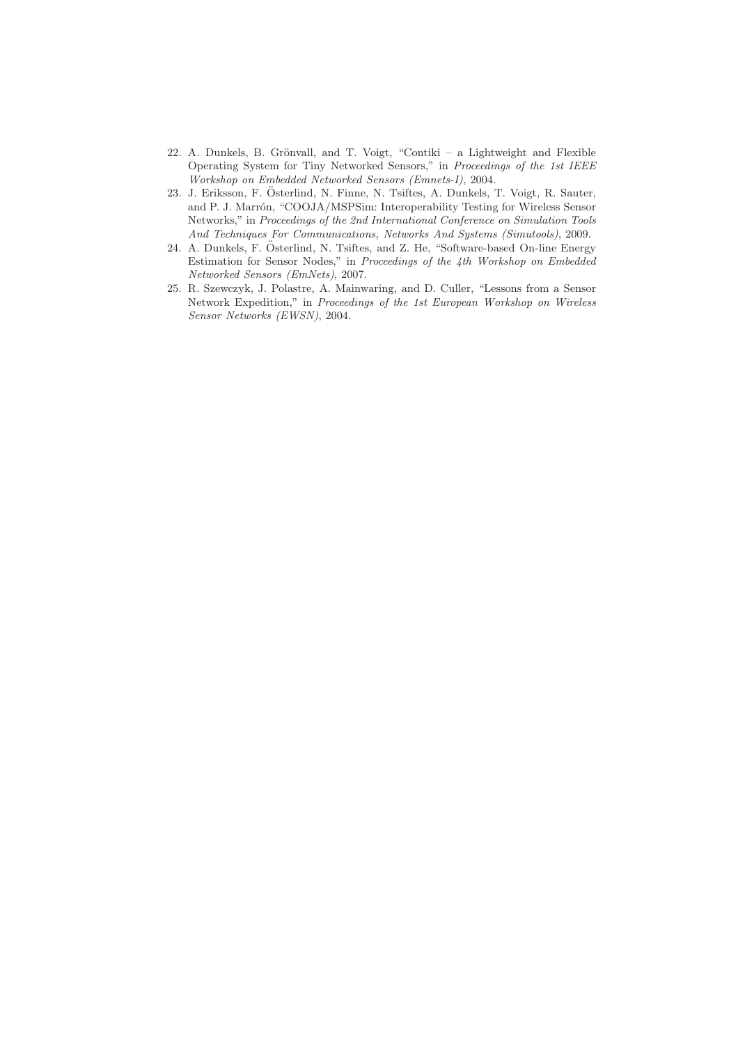22. A. Dunkels, B. Grönvall, and T. Voigt, "Contiki – a Lightweight and Flexible Operating System for Tiny Networked Sensors," in *Proceedings of the 1st IEEE Workshop on Embedded Networked Sensors (Emnets-I)*, 2004.
23. J. Eriksson, F. Österlind, N. Finne, N. Tsiftes, A. Dunkels, T. Voigt, R. Sauter, and P. J. Marrón, "COOJA/MSPSim: Interoperability Testing for Wireless Sensor Networks," in *Proceedings of the 2nd International Conference on Simulation Tools And Techniques For Communications, Networks And Systems (Simutools)*, 2009.
24. A. Dunkels, F. Österlind, N. Tsiftes, and Z. He, "Software-based On-line Energy Estimation for Sensor Nodes," in *Proceedings of the 4th Workshop on Embedded Networked Sensors (EmNets)*, 2007.
25. R. Szewczyk, J. Polastre, A. Mainwaring, and D. Culler, "Lessons from a Sensor Network Expedition," in *Proceedings of the 1st European Workshop on Wireless Sensor Networks (EWSN)*, 2004.